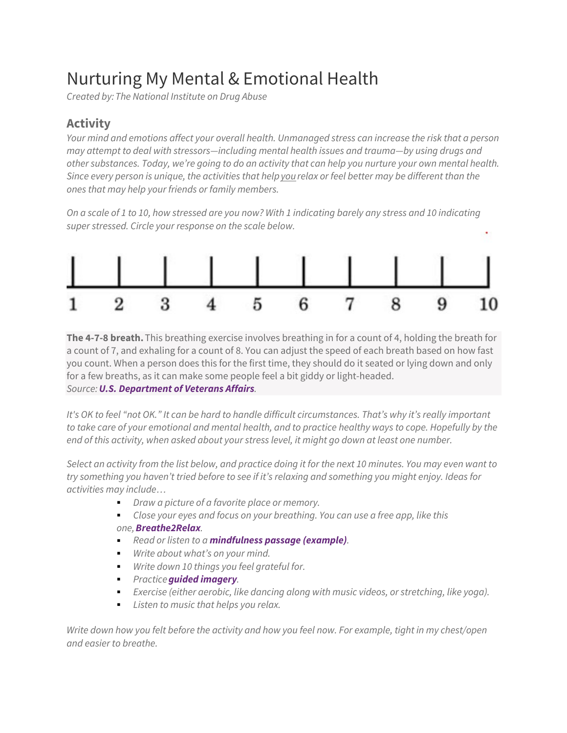# Nurturing My Mental & Emotional Health

*Created by: The National Institute on Drug Abuse*

## Activity

*Your mind and emotions affect your overall health. Unmanaged stress can increase the risk that a person may attempt to deal with stressors—including mental health issues and trauma—by using drugs and other substances. Today, we're going to do an activity that can help you nurture your own mental health. Since every person is unique, the activities that help you relax or feel better may be different than the ones that may help your friends or family members.*

*On a scale of 1 to 10, how stressed are you now? With 1 indicating barely any stress and 10 indicating super stressed. Circle your response on the scale below.*

1 2 3 4 5 6 7 8 9 10

**The 4-7-8 breath.** This breathing exercise involves breathing in for a count of 4, holding the breath for a count of 7, and exhaling for a count of 8. You can adjust the speed of each breath based on how fast you count. When a person does this for the first time, they should do it seated or lying down and only for a few breaths, as it can make some people feel a bit giddy or light-headed.
*Source:* ***U.S. Department of Veterans Affairs****.*

*It's OK to feel "not OK." It can be hard to handle difficult circumstances. That's why it's really important to take care of your emotional and mental health, and to practice healthy ways to cope. Hopefully by the end of this activity, when asked about your stress level, it might go down at least one number.*

*Select an activity from the list below, and practice doing it for the next 10 minutes. You may even want to try something you haven't tried before to see if it's relaxing and something you might enjoy. Ideas for activities may include…*

- *Draw a picture of a favorite place or memory.*
- *Close your eyes and focus on your breathing. You can use a free app, like this one,* ***Breathe2Relax****.*
- *Read or listen to a* ***mindfulness passage (example)****.*
- *Write about what's on your mind.*
- *Write down 10 things you feel grateful for.*
- *Practice* ***guided imagery****.*
- *Exercise (either aerobic, like dancing along with music videos, or stretching, like yoga).*
- *Listen to music that helps you relax.*

*Write down how you felt before the activity and how you feel now. For example, tight in my chest/open and easier to breathe.*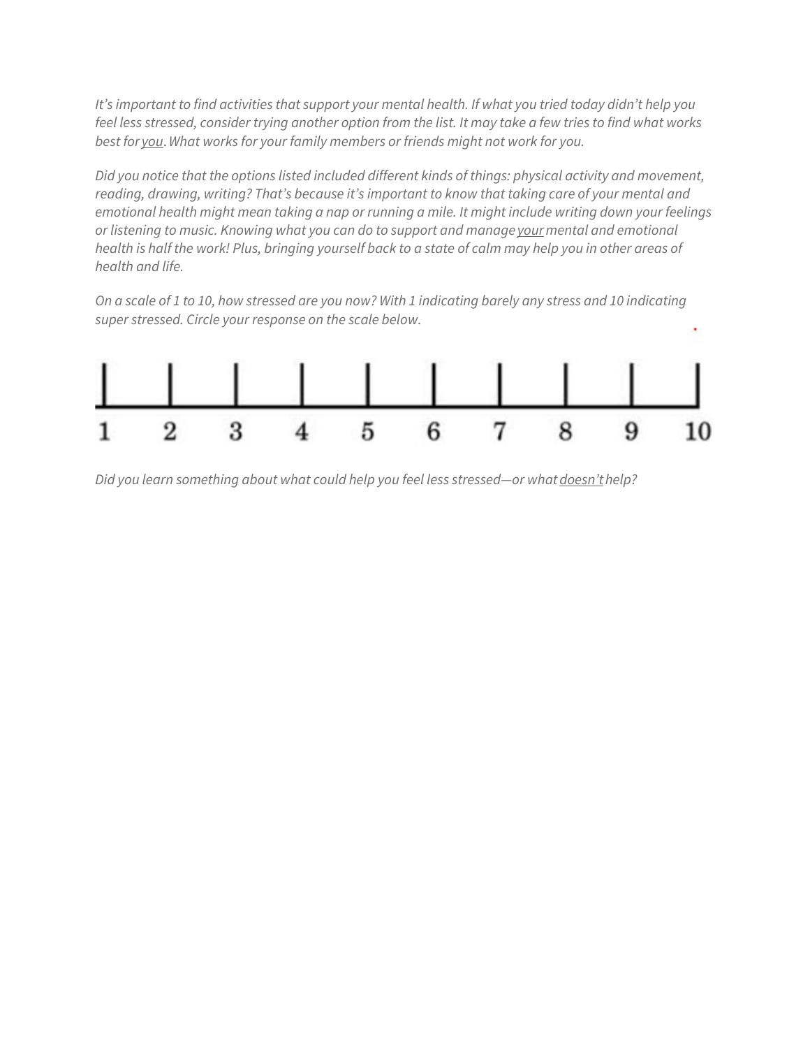*It's important to find activities that support your mental health. If what you tried today didn't help you feel less stressed, consider trying another option from the list. It may take a few tries to find what works best for <u>you</u>. What works for your family members or friends might not work for you.*

*Did you notice that the options listed included different kinds of things: physical activity and movement, reading, drawing, writing? That's because it's important to know that taking care of your mental and emotional health might mean taking a nap or running a mile. It might include writing down your feelings or listening to music. Knowing what you can do to support and manage <u>your</u> mental and emotional health is half the work! Plus, bringing yourself back to a state of calm may help you in other areas of health and life.*

*On a scale of 1 to 10, how stressed are you now? With 1 indicating barely any stress and 10 indicating super stressed. Circle your response on the scale below.*

1 2 3 4 5 6 7 8 9 10

*Did you learn something about what could help you feel less stressed—or what <u>doesn't</u> help?*